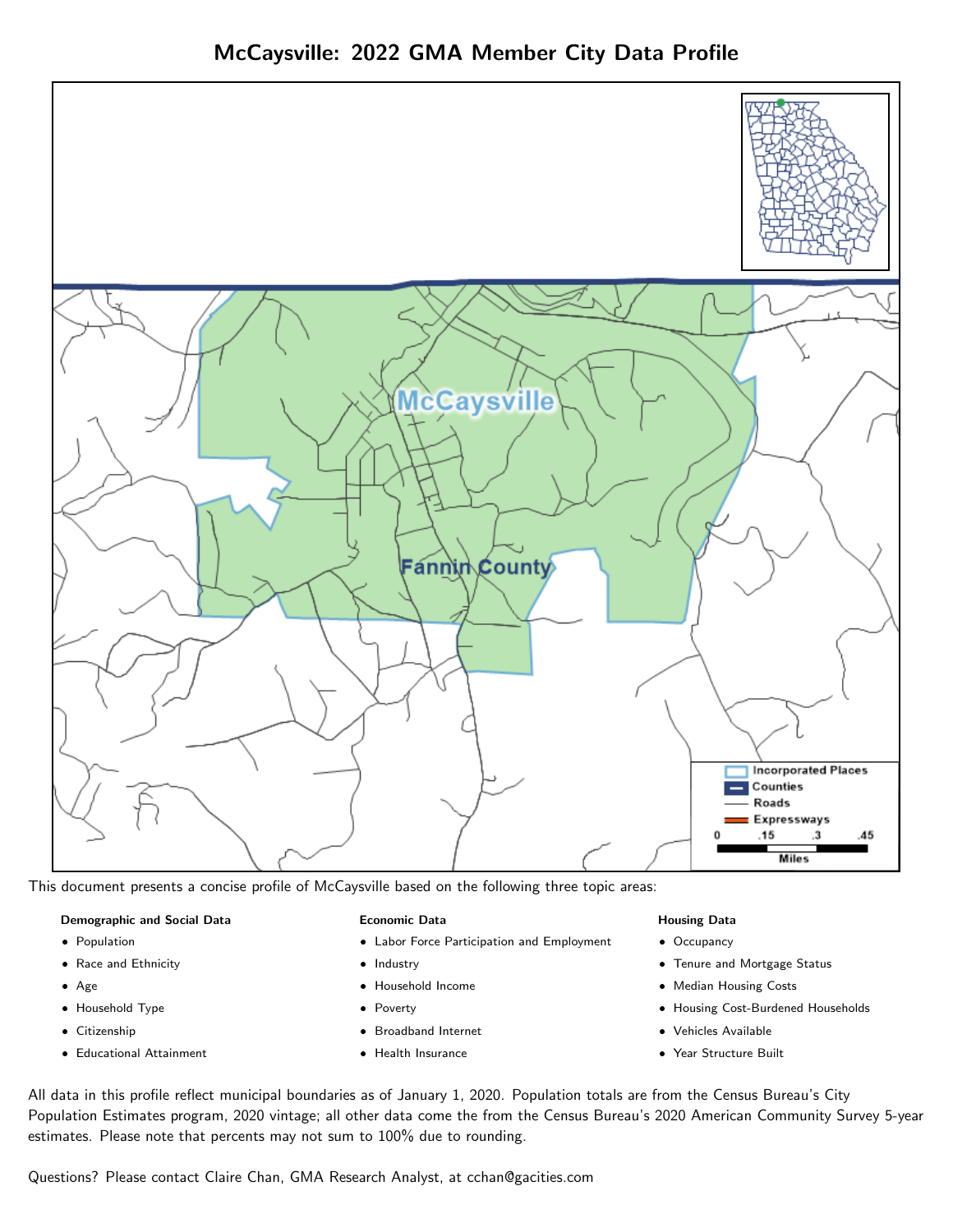# McCaysville: 2022 GMA Member City Data Profile

This document presents a concise profile of McCaysville based on the following three topic areas:

**Demographic and Social Data**

- Population
- Race and Ethnicity
- Age
- Household Type
- Citizenship
- Educational Attainment

**Economic Data**

- Labor Force Participation and Employment
- Industry
- Household Income
- Poverty
- Broadband Internet
- Health Insurance

**Housing Data**

- Occupancy
- Tenure and Mortgage Status
- Median Housing Costs
- Housing Cost-Burdened Households
- Vehicles Available
- Year Structure Built

All data in this profile reflect municipal boundaries as of January 1, 2020. Population totals are from the Census Bureau's City Population Estimates program, 2020 vintage; all other data come the from the Census Bureau's 2020 American Community Survey 5-year estimates. Please note that percents may not sum to 100% due to rounding.

Questions? Please contact Claire Chan, GMA Research Analyst, at cchan@gacities.com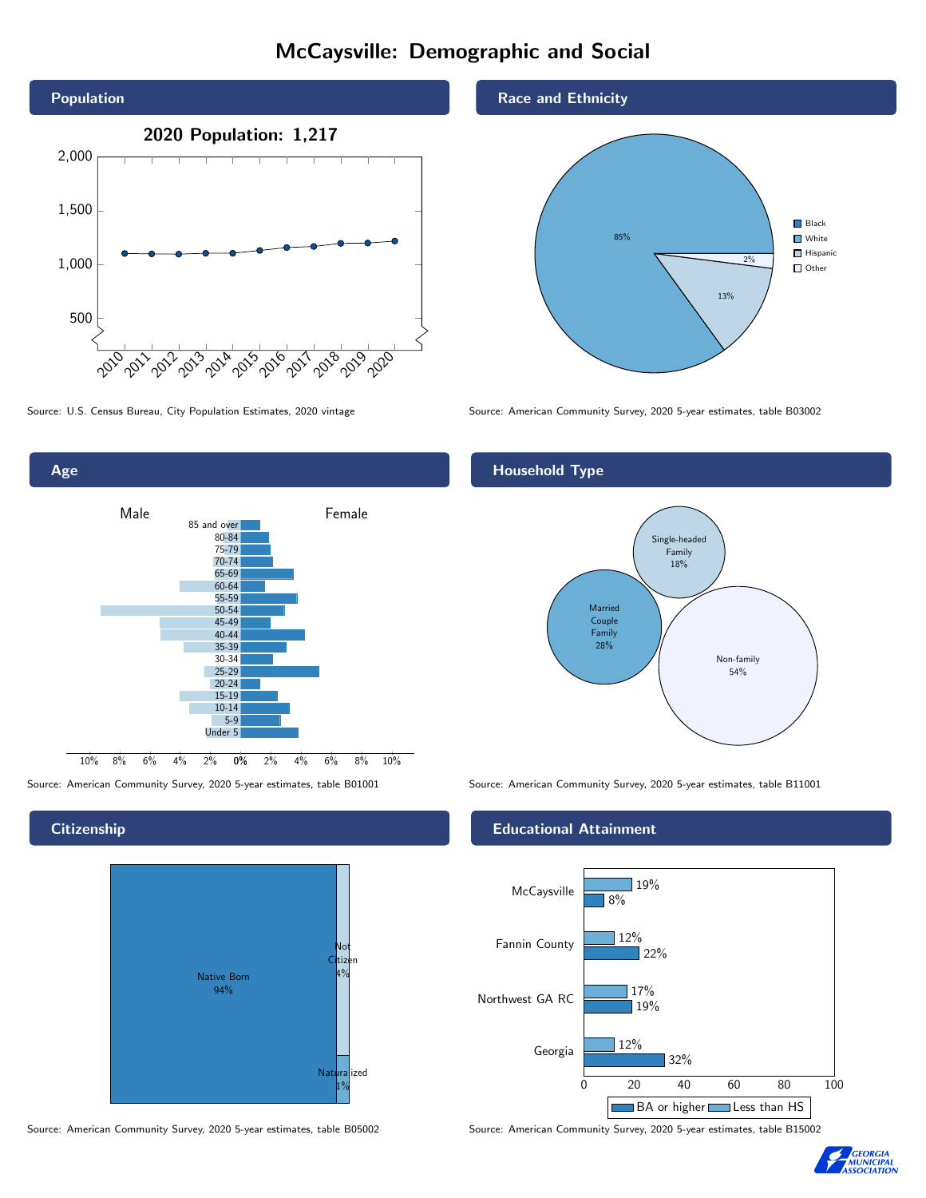# McCaysville: Demographic and Social

## Population

**2020 Population: 1,217**

Source: U.S. Census Bureau, City Population Estimates, 2020 vintage

## Race and Ethnicity

- Black
- White: 85%
- Hispanic: 13%
- Other: 2%

Source: American Community Survey, 2020 5-year estimates, table B03002

## Age

Male / Female

Source: American Community Survey, 2020 5-year estimates, table B01001

## Household Type

- Single-headed Family 18%
- Married Couple Family 28%
- Non-family 54%

Source: American Community Survey, 2020 5-year estimates, table B11001

## Citizenship

- Native Born 94%
- Not Citizen 4%
- Naturalized 1%

Source: American Community Survey, 2020 5-year estimates, table B05002

## Educational Attainment

| | Less than HS | BA or higher |
|---|---|---|
| McCaysville | 19% | 8% |
| Fannin County | 12% | 22% |
| Northwest GA RC | 17% | 19% |
| Georgia | 12% | 32% |

Source: American Community Survey, 2020 5-year estimates, table B15002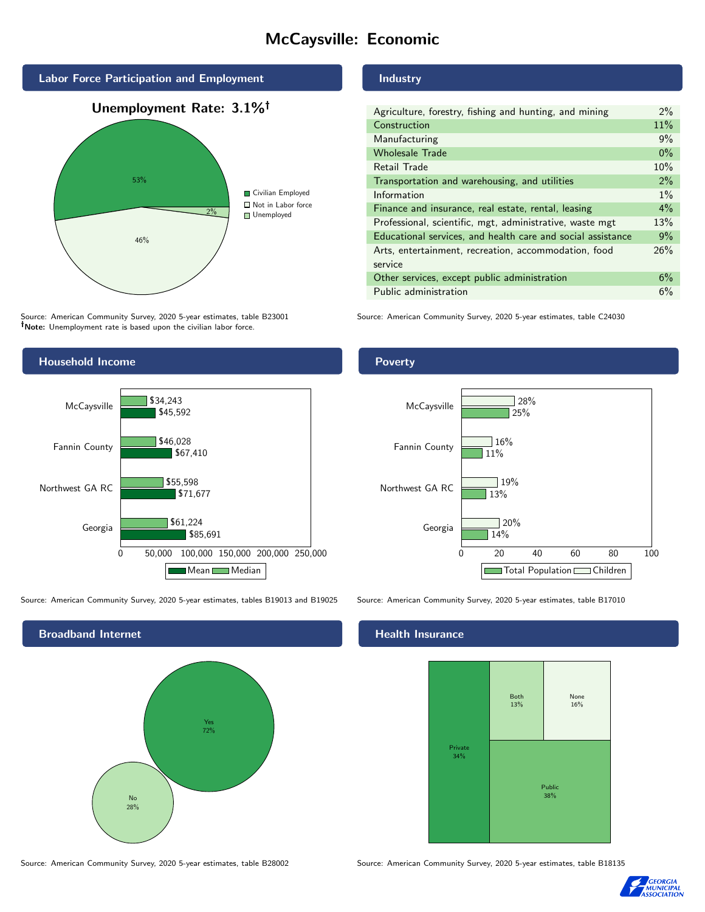# McCaysville: Economic

## Labor Force Participation and Employment

**Unemployment Rate: 3.1%†**

| Category | Percent |
| --- | --- |
| Civilian Employed | 53% |
| Not in Labor force | 46% |
| Unemployed | 2% |

Source: American Community Survey, 2020 5-year estimates, table B23001
**†Note:** Unemployment rate is based upon the civilian labor force.

## Industry

| Industry | Percent |
| --- | --- |
| Agriculture, forestry, fishing and hunting, and mining | 2% |
| Construction | 11% |
| Manufacturing | 9% |
| Wholesale Trade | 0% |
| Retail Trade | 10% |
| Transportation and warehousing, and utilities | 2% |
| Information | 1% |
| Finance and insurance, real estate, rental, leasing | 4% |
| Professional, scientific, mgt, administrative, waste mgt | 13% |
| Educational services, and health care and social assistance | 9% |
| Arts, entertainment, recreation, accommodation, food service | 26% |
| Other services, except public administration | 6% |
| Public administration | 6% |

Source: American Community Survey, 2020 5-year estimates, table C24030

## Household Income

| | Median | Mean |
| --- | --- | --- |
| McCaysville | $34,243 | $45,592 |
| Fannin County | $46,028 | $67,410 |
| Northwest GA RC | $55,598 | $71,677 |
| Georgia | $61,224 | $85,691 |

Source: American Community Survey, 2020 5-year estimates, tables B19013 and B19025

## Poverty

| | Children | Total Population |
| --- | --- | --- |
| McCaysville | 28% | 25% |
| Fannin County | 16% | 11% |
| Northwest GA RC | 19% | 13% |
| Georgia | 20% | 14% |

Source: American Community Survey, 2020 5-year estimates, table B17010

## Broadband Internet

| | Percent |
| --- | --- |
| Yes | 72% |
| No | 28% |

Source: American Community Survey, 2020 5-year estimates, table B28002

## Health Insurance

| | Percent |
| --- | --- |
| Private | 34% |
| Public | 38% |
| Both | 13% |
| None | 16% |

Source: American Community Survey, 2020 5-year estimates, table B18135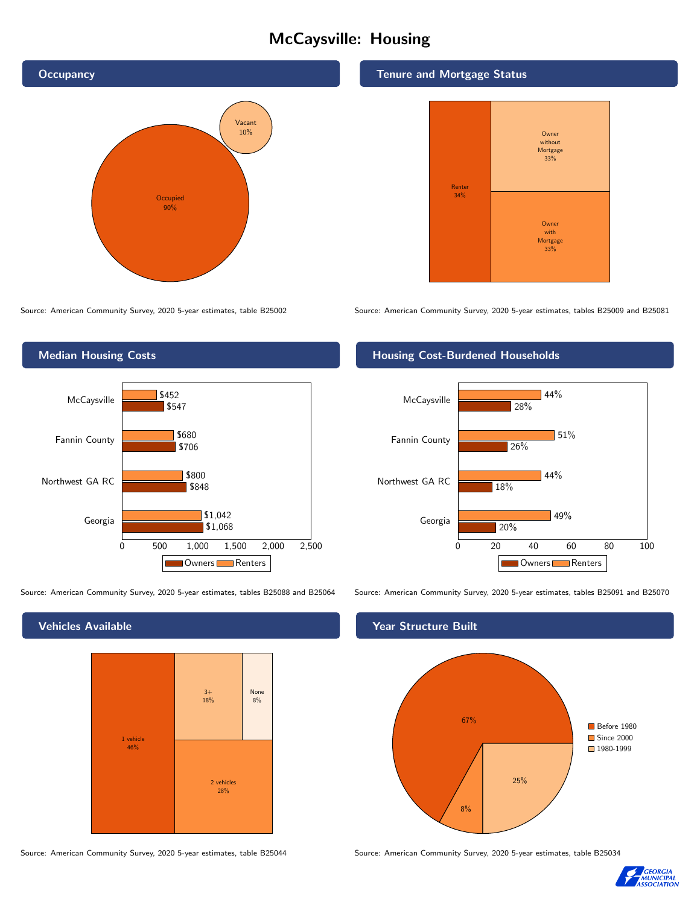# McCaysville: Housing

## Occupancy

Vacant
10%

Occupied
90%

Source: American Community Survey, 2020 5-year estimates, table B25002

## Tenure and Mortgage Status

Renter
34%

Owner
without
Mortgage
33%

Owner
with
Mortgage
33%

Source: American Community Survey, 2020 5-year estimates, tables B25009 and B25081

## Median Housing Costs

McCaysville
$452
$547

Fannin County
$680
$706

Northwest GA RC
$800
$848

Georgia
$1,042
$1,068

0 500 1,000 1,500 2,000 2,500

Owners Renters

Source: American Community Survey, 2020 5-year estimates, tables B25088 and B25064

## Housing Cost-Burdened Households

McCaysville
44%
28%

Fannin County
51%
26%

Northwest GA RC
44%
18%

Georgia
49%
20%

0 20 40 60 80 100

Owners Renters

Source: American Community Survey, 2020 5-year estimates, tables B25091 and B25070

## Vehicles Available

1 vehicle
46%

3+
18%

None
8%

2 vehicles
28%

Source: American Community Survey, 2020 5-year estimates, table B25044

## Year Structure Built

67%

8%

25%

Before 1980
Since 2000
1980-1999

Source: American Community Survey, 2020 5-year estimates, table B25034

GEORGIA MUNICIPAL ASSOCIATION